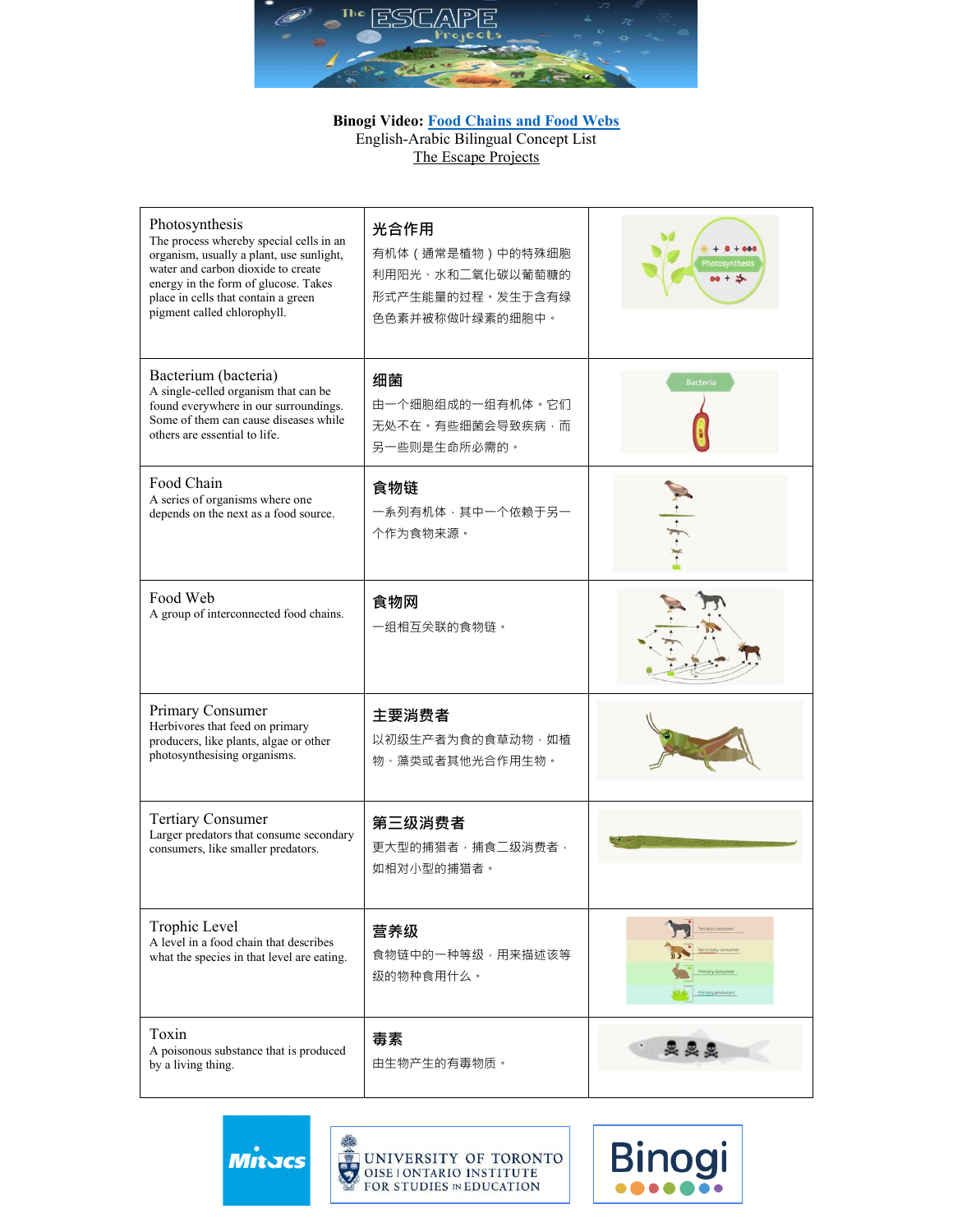**Binogi Video: Food Chains and Food Webs**
English-Arabic Bilingual Concept List
The Escape Projects

| | | |
|---|---|---|
| Photosynthesis<br>The process whereby special cells in an organism, usually a plant, use sunlight, water and carbon dioxide to create energy in the form of glucose. Takes place in cells that contain a green pigment called chlorophyll. | **光合作用**<br>有机体（通常是植物）中的特殊细胞利用阳光、水和二氧化碳以葡萄糖的形式产生能量的过程。发生于含有绿色色素并被称做叶绿素的细胞中。 | |
| Bacterium (bacteria)<br>A single-celled organism that can be found everywhere in our surroundings. Some of them can cause diseases while others are essential to life. | **细菌**<br>由一个细胞组成的一组有机体。它们无处不在。有些细菌会导致疾病，而另一些则是生命所必需的。 | |
| Food Chain<br>A series of organisms where one depends on the next as a food source. | **食物链**<br>一系列有机体，其中一个依赖于另一个作为食物来源。 | |
| Food Web<br>A group of interconnected food chains. | **食物网**<br>一组相互关联的食物链。 | |
| Primary Consumer<br>Herbivores that feed on primary producers, like plants, algae or other photosynthesising organisms. | **主要消费者**<br>以初级生产者为食的食草动物，如植物、藻类或者其他光合作用生物。 | |
| Tertiary Consumer<br>Larger predators that consume secondary consumers, like smaller predators. | **第三级消费者**<br>更大型的捕猎者，捕食二级消费者，如相对小型的捕猎者。 | |
| Trophic Level<br>A level in a food chain that describes what the species in that level are eating. | **营养级**<br>食物链中的一种等级，用来描述该等级的物种食用什么。 | |
| Toxin<br>A poisonous substance that is produced by a living thing. | **毒素**<br>由生物产生的有毒物质。 | |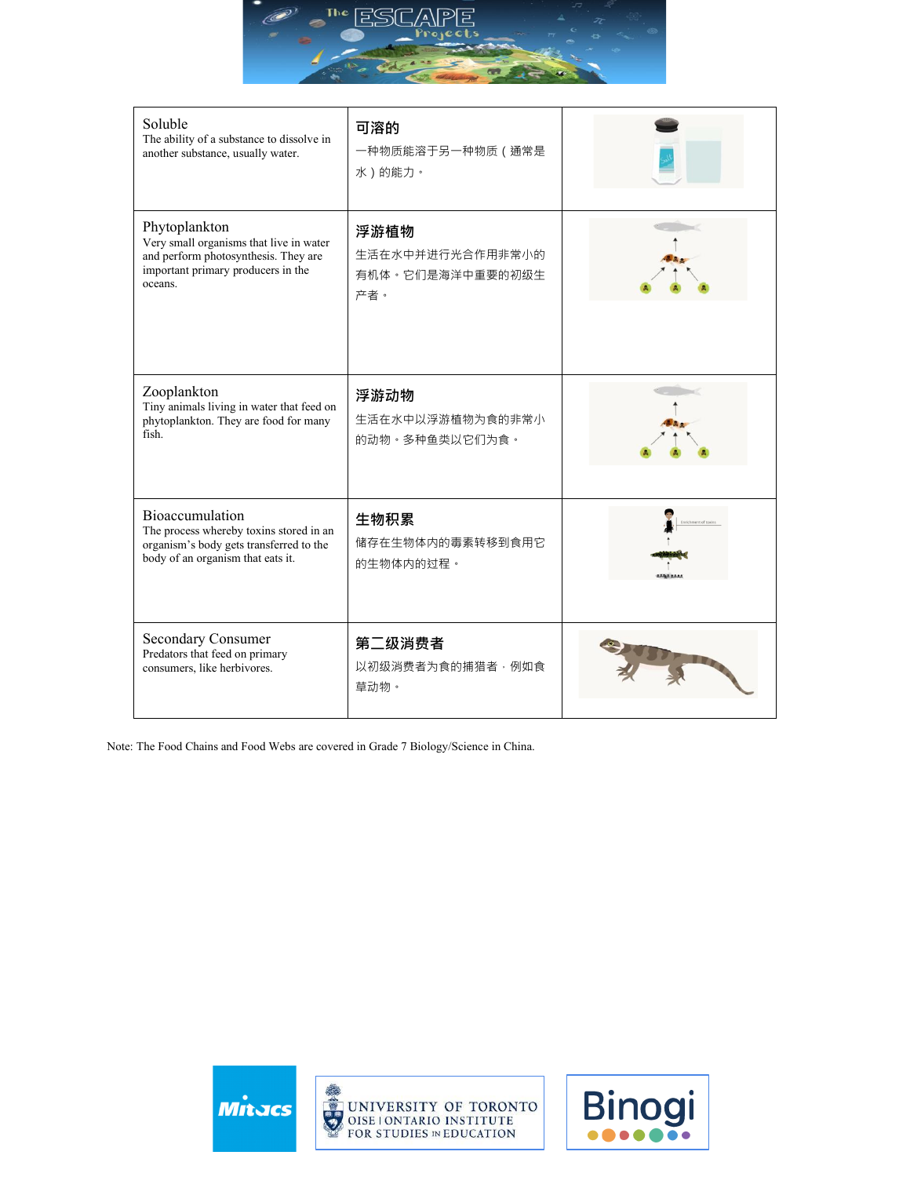| | | |
|---|---|---|
| Soluble<br>The ability of a substance to dissolve in another substance, usually water. | **可溶的**<br>一种物质能溶于另一种物质（通常是水）的能力。 | |
| Phytoplankton<br>Very small organisms that live in water and perform photosynthesis. They are important primary producers in the oceans. | **浮游植物**<br>生活在水中并进行光合作用非常小的有机体。它们是海洋中重要的初级生产者。 | |
| Zooplankton<br>Tiny animals living in water that feed on phytoplankton. They are food for many fish. | **浮游动物**<br>生活在水中以浮游植物为食的非常小的动物。多种鱼类以它们为食。 | |
| Bioaccumulation<br>The process whereby toxins stored in an organism's body gets transferred to the body of an organism that eats it. | **生物积累**<br>储存在生物体内的毒素转移到食用它的生物体内的过程。 | |
| Secondary Consumer<br>Predators that feed on primary consumers, like herbivores. | **第二级消费者**<br>以初级消费者为食的捕猎者，例如食草动物。 | |

Note: The Food Chains and Food Webs are covered in Grade 7 Biology/Science in China.